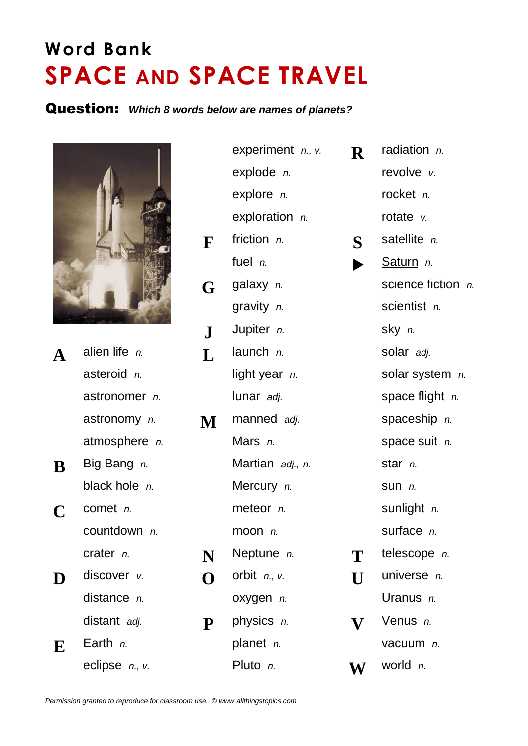# Word Bank

# SPACE AND SPACE TRAVEL

**Question:** ***Which 8 words below are names of planets?***

**A**
- alien life *n.*
- asteroid *n.*
- astronomer *n.*
- astronomy *n.*
- atmosphere *n.*

**B**
- Big Bang *n.*
- black hole *n.*

**C**
- comet *n.*
- countdown *n.*
- crater *n.*

**D**
- discover *v.*
- distance *n.*
- distant *adj.*

**E**
- Earth *n.*
- eclipse *n., v.*
- experiment *n., v.*
- explode *n.*
- explore *n.*
- exploration *n.*

**F**
- friction *n.*
- fuel *n.*

**G**
- galaxy *n.*
- gravity *n.*

**J**
- Jupiter *n.*

**L**
- launch *n.*
- light year *n.*
- lunar *adj.*

**M**
- manned *adj.*
- Mars *n.*
- Martian *adj., n.*
- Mercury *n.*
- meteor *n.*
- moon *n.*

**N**
- Neptune *n.*

**O**
- orbit *n., v.*
- oxygen *n.*

**P**
- physics *n.*
- planet *n.*
- Pluto *n.*

**R**
- radiation *n.*
- revolve *v.*
- rocket *n.*
- rotate *v.*

**S**
- satellite *n.*
- ▶ Saturn *n.*
- science fiction *n.*
- scientist *n.*
- sky *n.*
- solar *adj.*
- solar system *n.*
- space flight *n.*
- spaceship *n.*
- space suit *n.*
- star *n.*
- sun *n.*
- sunlight *n.*
- surface *n.*

**T**
- telescope *n.*

**U**
- universe *n.*
- Uranus *n.*

**V**
- Venus *n.*
- vacuum *n.*

**W**
- world *n.*

*Permission granted to reproduce for classroom use. © www.allthingstopics.com*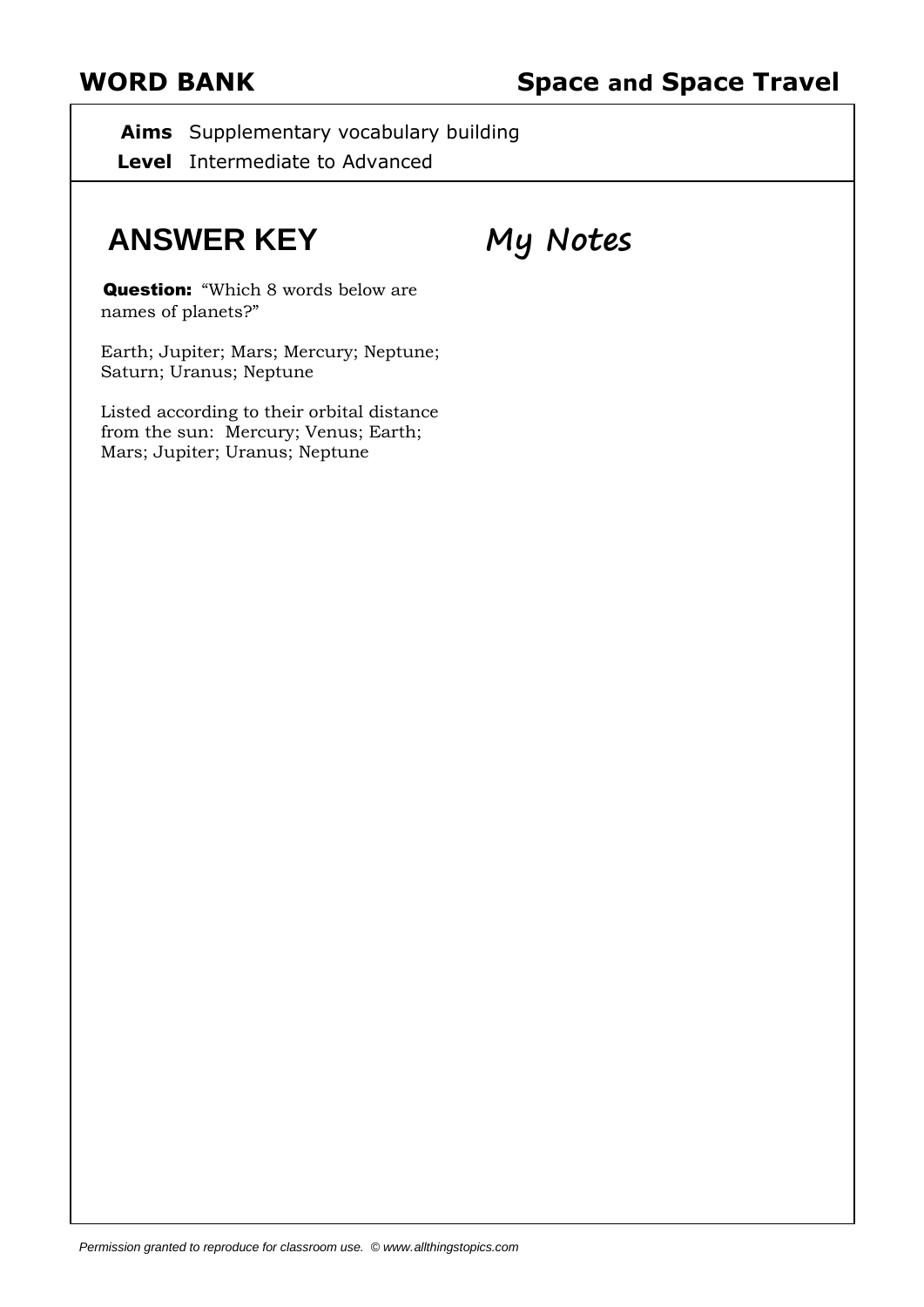## WORD BANK

## Space and Space Travel

**Aims** Supplementary vocabulary building

**Level** Intermediate to Advanced

# ANSWER KEY

# *My Notes*

**Question:** "Which 8 words below are names of planets?"

Earth; Jupiter; Mars; Mercury; Neptune; Saturn; Uranus; Neptune

Listed according to their orbital distance from the sun: Mercury; Venus; Earth; Mars; Jupiter; Uranus; Neptune

*Permission granted to reproduce for classroom use. © www.allthingstopics.com*